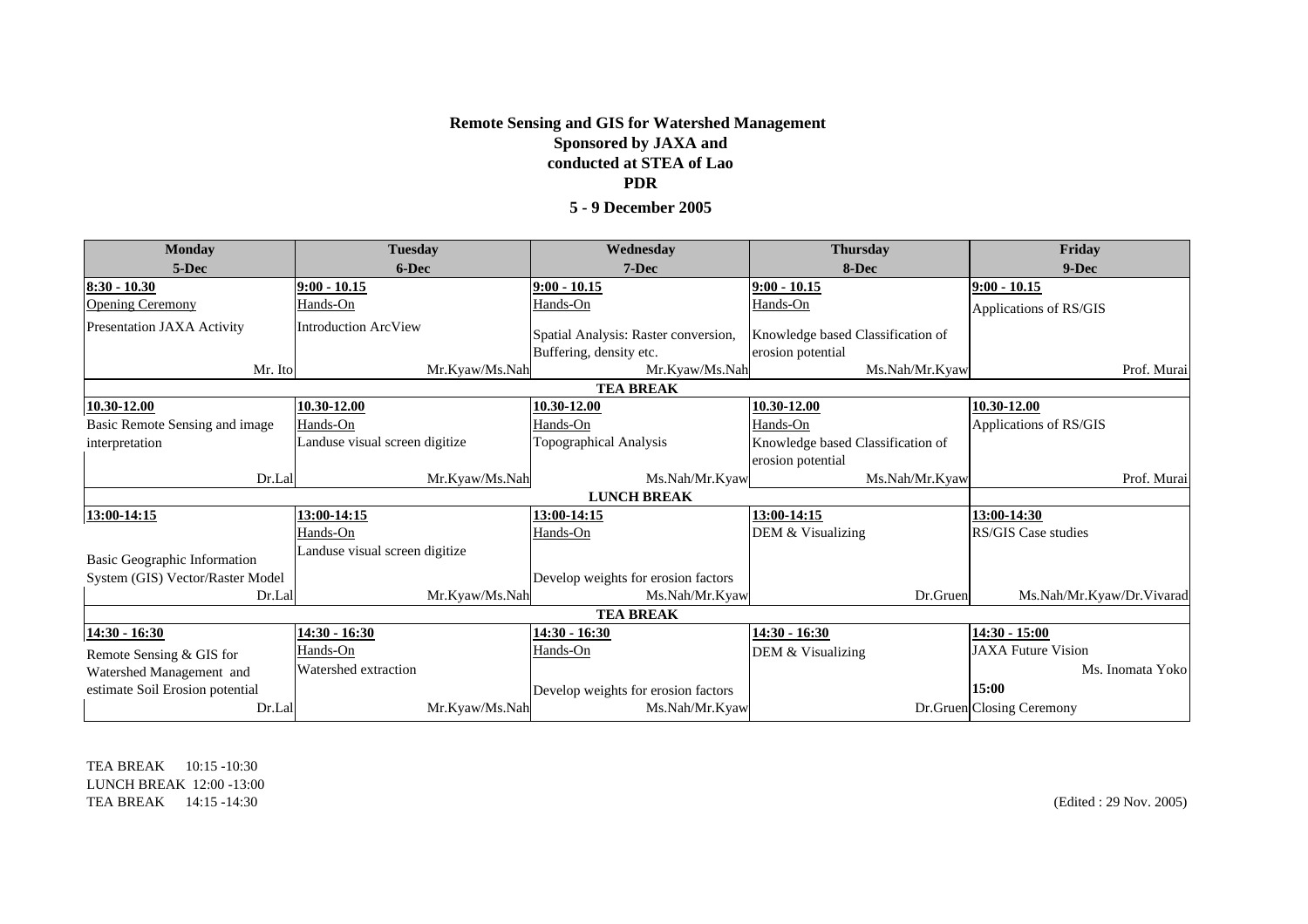**Remote Sensing and GIS for Watershed Management**
**Sponsored by JAXA and**
**conducted at STEA of Lao**
**PDR**

**5 - 9 December 2005**

| Monday<br>5-Dec | Tuesday<br>6-Dec | Wednesday<br>7-Dec | Thursday<br>8-Dec | Friday<br>9-Dec |
|---|---|---|---|---|
| **8:30 - 10.30**<br>Opening Ceremony<br>Presentation JAXA Activity<br>Mr. Ito | **9:00 - 10.15**<br>Hands-On<br>Introduction ArcView<br>Mr.Kyaw/Ms.Nah | **9:00 - 10.15**<br>Hands-On<br>Spatial Analysis: Raster conversion, Buffering, density etc.<br>Mr.Kyaw/Ms.Nah | **9:00 - 10.15**<br>Hands-On<br>Knowledge based Classification of erosion potential<br>Ms.Nah/Mr.Kyaw | **9:00 - 10.15**<br>Applications of RS/GIS<br>Prof. Murai |
| **TEA BREAK** | | | | |
| **10.30-12.00**<br>Basic Remote Sensing and image interpretation<br>Dr.Lal | **10.30-12.00**<br>Hands-On<br>Landuse visual screen digitize<br>Mr.Kyaw/Ms.Nah | **10.30-12.00**<br>Hands-On<br>Topographical Analysis<br>Ms.Nah/Mr.Kyaw | **10.30-12.00**<br>Hands-On<br>Knowledge based Classification of erosion potential<br>Ms.Nah/Mr.Kyaw | **10.30-12.00**<br>Applications of RS/GIS<br>Prof. Murai |
| **LUNCH BREAK** | | | | |
| **13:00-14:15**<br>Basic Geographic Information System (GIS) Vector/Raster Model<br>Dr.Lal | **13:00-14:15**<br>Hands-On<br>Landuse visual screen digitize<br>Mr.Kyaw/Ms.Nah | **13:00-14:15**<br>Hands-On<br>Develop weights for erosion factors<br>Ms.Nah/Mr.Kyaw | **13:00-14:15**<br>DEM & Visualizing<br>Dr.Gruen | **13:00-14:30**<br>RS/GIS Case studies<br>Ms.Nah/Mr.Kyaw/Dr.Vivarad |
| **TEA BREAK** | | | | |
| **14:30 - 16:30**<br>Remote Sensing & GIS for Watershed Management and estimate Soil Erosion potential<br>Dr.Lal | **14:30 - 16:30**<br>Hands-On<br>Watershed extraction<br>Mr.Kyaw/Ms.Nah | **14:30 - 16:30**<br>Hands-On<br>Develop weights for erosion factors<br>Ms.Nah/Mr.Kyaw | **14:30 - 16:30**<br>DEM & Visualizing<br>Dr.Gruen | **14:30 - 15:00**<br>JAXA Future Vision<br>Ms. Inomata Yoko<br>**15:00**<br>Closing Ceremony |

TEA BREAK 10:15 -10:30
LUNCH BREAK 12:00 -13:00
TEA BREAK 14:15 -14:30

(Edited : 29 Nov. 2005)